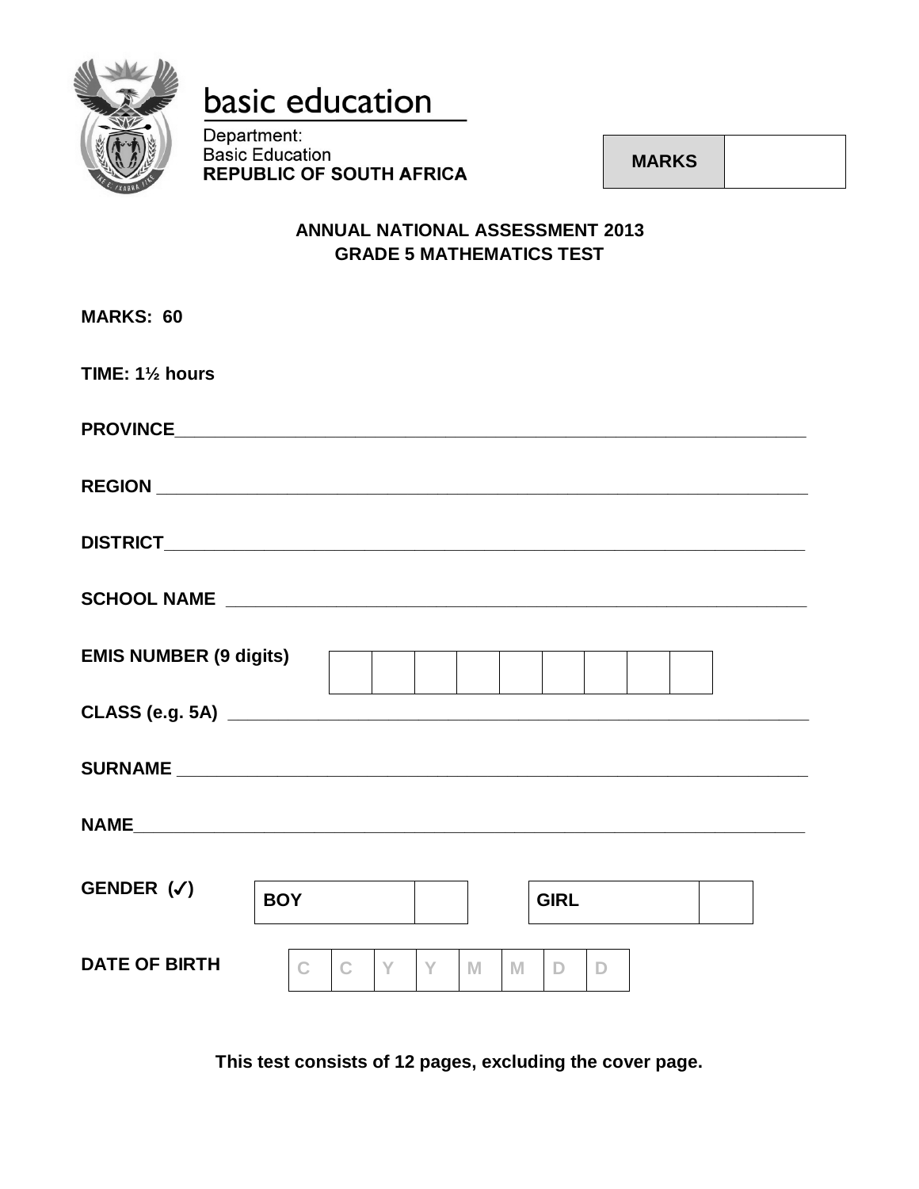basic education

Department:
Basic Education
**REPUBLIC OF SOUTH AFRICA**

| **MARKS** | |
|---|---|

## ANNUAL NATIONAL ASSESSMENT 2013
## GRADE 5 MATHEMATICS TEST

**MARKS: 60**

**TIME: 1½ hours**

**PROVINCE**_______________________________________________

**REGION** _______________________________________________

**DISTRICT**_______________________________________________

**SCHOOL NAME** ___________________________________________

**EMIS NUMBER (9 digits)**

| | | | | | | | | |
|---|---|---|---|---|---|---|---|---|
| | | | | | | | | |

**CLASS (e.g. 5A)** ________________________________________

**SURNAME** _______________________________________________

**NAME**__________________________________________________

**GENDER (✓)**

| | | | | |
|---|---|---|---|---|
| **BOY** | | | **GIRL** | |

**DATE OF BIRTH**

| | | | | | | | |
|---|---|---|---|---|---|---|---|
| C | C | Y | Y | M | M | D | D |

**This test consists of 12 pages, excluding the cover page.**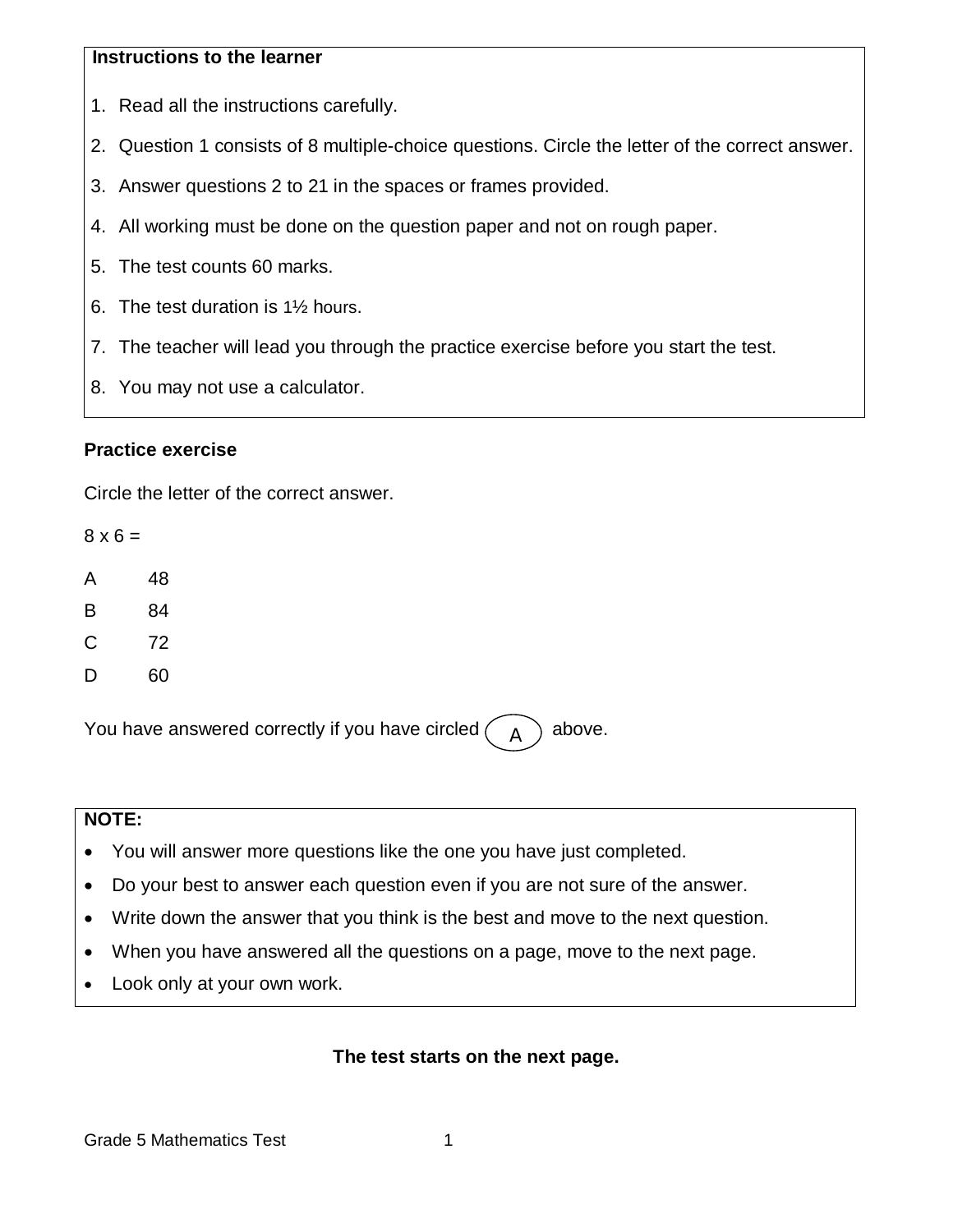**Instructions to the learner**

1. Read all the instructions carefully.
2. Question 1 consists of 8 multiple-choice questions. Circle the letter of the correct answer.
3. Answer questions 2 to 21 in the spaces or frames provided.
4. All working must be done on the question paper and not on rough paper.
5. The test counts 60 marks.
6. The test duration is 1½ hours.
7. The teacher will lead you through the practice exercise before you start the test.
8. You may not use a calculator.

**Practice exercise**

Circle the letter of the correct answer.

8 x 6 =

A 48

B 84

C 72

D 60

You have answered correctly if you have circled (A) above.

**NOTE:**

- You will answer more questions like the one you have just completed.
- Do your best to answer each question even if you are not sure of the answer.
- Write down the answer that you think is the best and move to the next question.
- When you have answered all the questions on a page, move to the next page.
- Look only at your own work.

**The test starts on the next page.**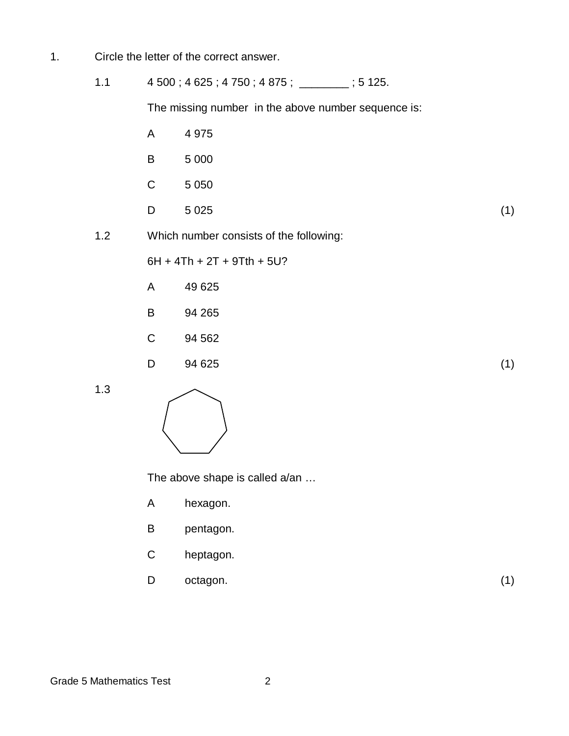1. Circle the letter of the correct answer.

   1.1 4 500 ; 4 625 ; 4 750 ; 4 875 ; ________ ; 5 125.

   The missing number in the above number sequence is:

   A 4 975

   B 5 000

   C 5 050

   D 5 025 (1)

   1.2 Which number consists of the following:

   6H + 4Th + 2T + 9Tth + 5U?

   A 49 625

   B 94 265

   C 94 562

   D 94 625 (1)

   1.3

   The above shape is called a/an …

   A hexagon.

   B pentagon.

   C heptagon.

   D octagon. (1)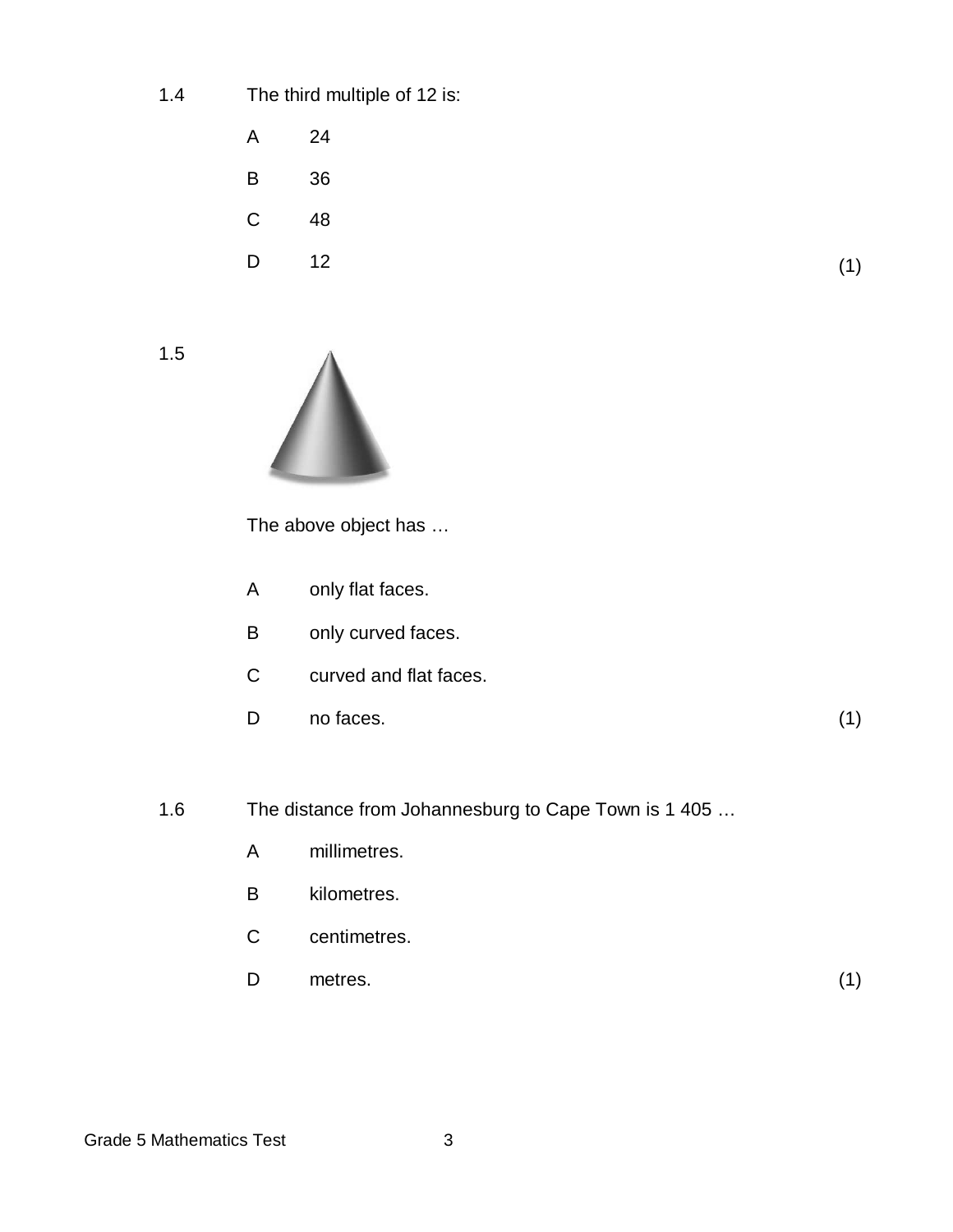1.4 The third multiple of 12 is:

A 24

B 36

C 48

D 12 (1)

1.5

The above object has …

A only flat faces.

B only curved faces.

C curved and flat faces.

D no faces. (1)

1.6 The distance from Johannesburg to Cape Town is 1 405 …

A millimetres.

B kilometres.

C centimetres.

D metres. (1)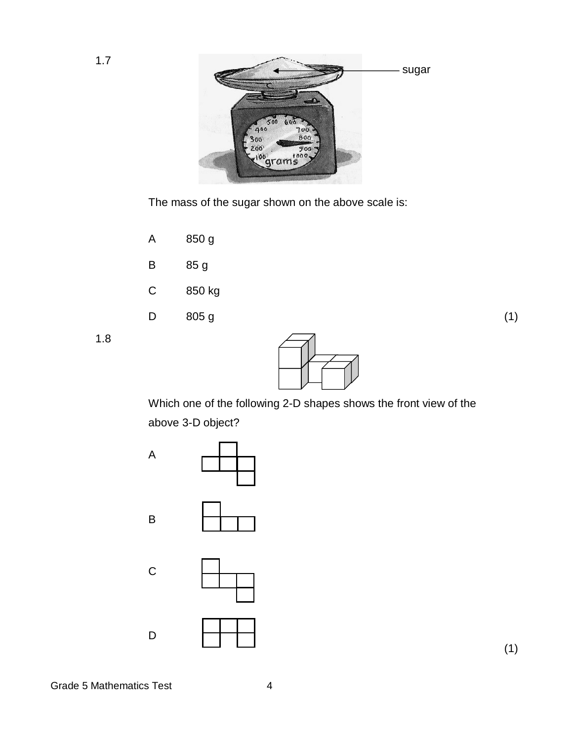1.7

sugar

The mass of the sugar shown on the above scale is:

A 850 g

B 85 g

C 850 kg

D 805 g (1)

1.8

Which one of the following 2-D shapes shows the front view of the above 3-D object?

A

B

C

D

(1)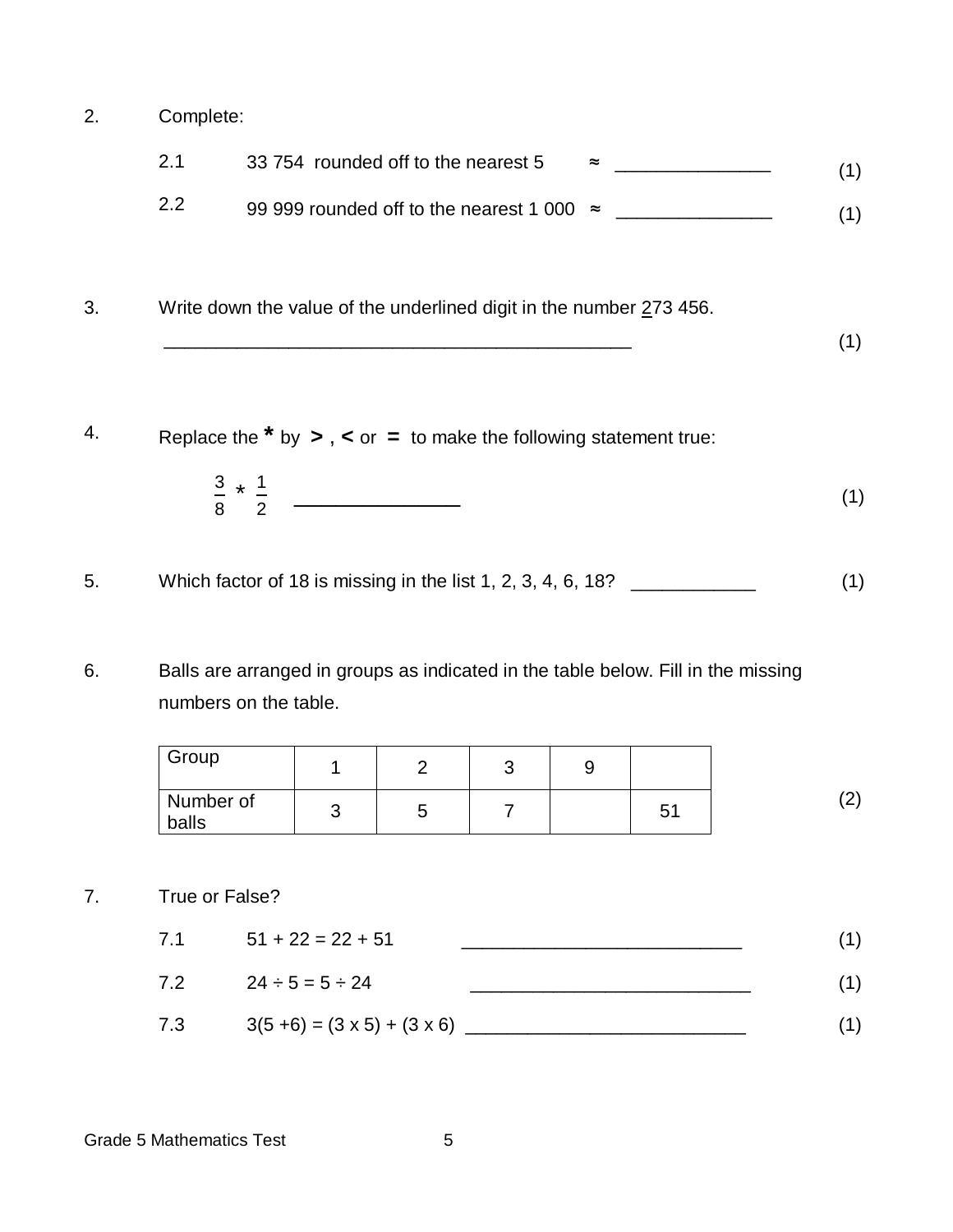2. Complete:

2.1 33 754 rounded off to the nearest 5 ≈ _______________ (1)

2.2 99 999 rounded off to the nearest 1 000 ≈ _______________ (1)

3. Write down the value of the underlined digit in the number <u>2</u>73 456.

_______________________________________________ (1)

4. Replace the * by > , < or = to make the following statement true:

$\frac{3}{8} * \frac{1}{2}$ _______________ (1)

5. Which factor of 18 is missing in the list 1, 2, 3, 4, 6, 18? ____________ (1)

6. Balls are arranged in groups as indicated in the table below. Fill in the missing numbers on the table.

| Group | 1 | 2 | 3 | 9 | |
|---|---|---|---|---|---|
| Number of balls | 3 | 5 | 7 | | 51 |

(2)

7. True or False?

7.1 51 + 22 = 22 + 51 ___________________________ (1)

7.2 24 ÷ 5 = 5 ÷ 24 ___________________________ (1)

7.3 3(5 +6) = (3 x 5) + (3 x 6) ___________________________ (1)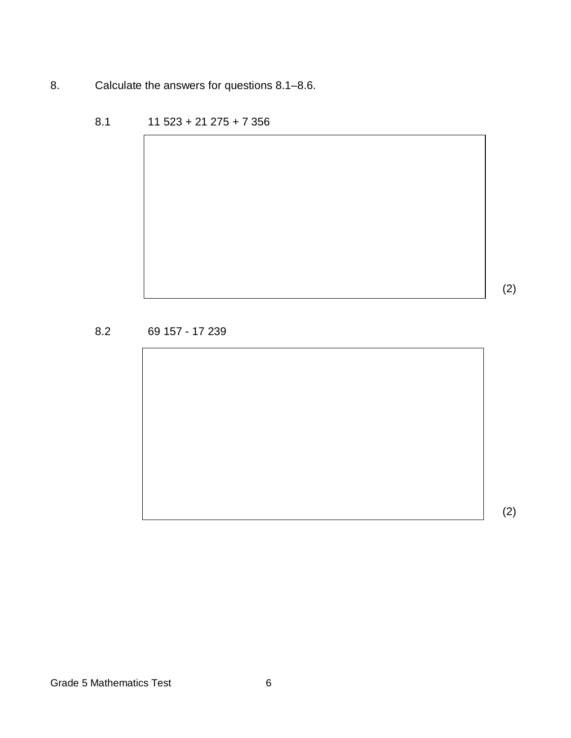8. Calculate the answers for questions 8.1–8.6.

8.1 11 523 + 21 275 + 7 356

(2)

8.2 69 157 - 17 239

(2)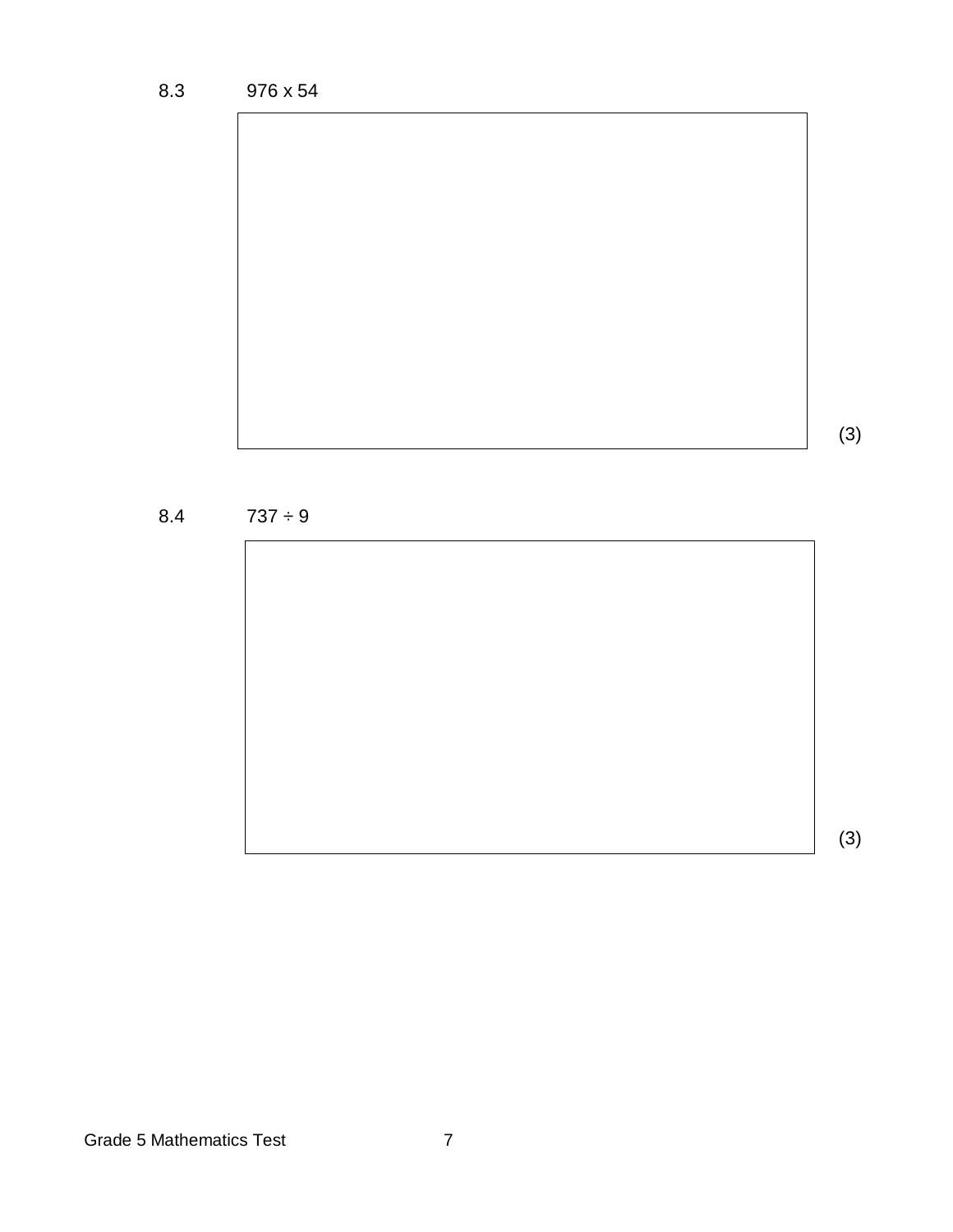8.3 $976 \times 54$

(3)

8.4 $737 \div 9$

(3)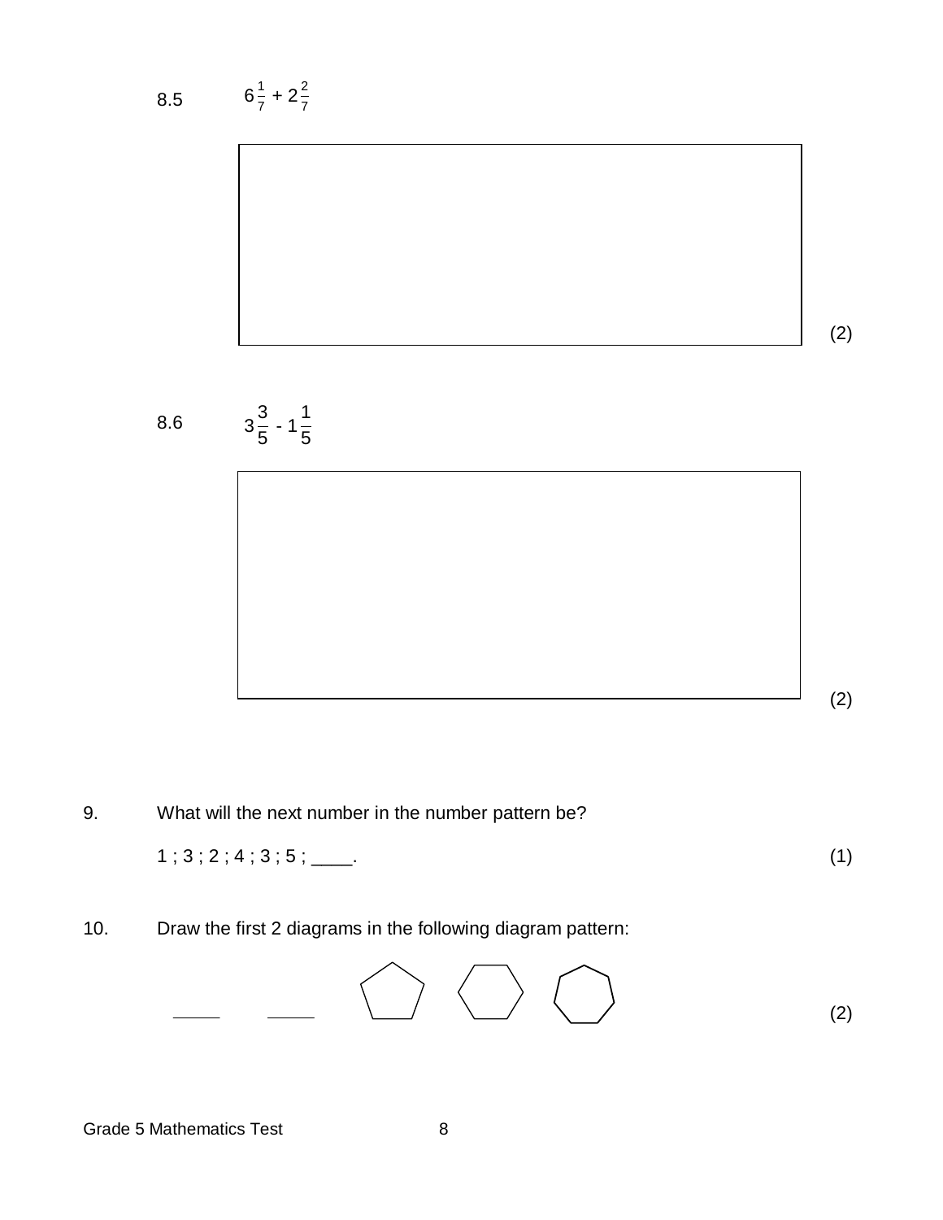8.5 $6\frac{1}{7} + 2\frac{2}{7}$

(2)

8.6 $3\frac{3}{5} - 1\frac{1}{5}$

(2)

9. What will the next number in the number pattern be?

   1 ; 3 ; 2 ; 4 ; 3 ; 5 ; ____. (1)

10. Draw the first 2 diagrams in the following diagram pattern:

   _____ _____ (2)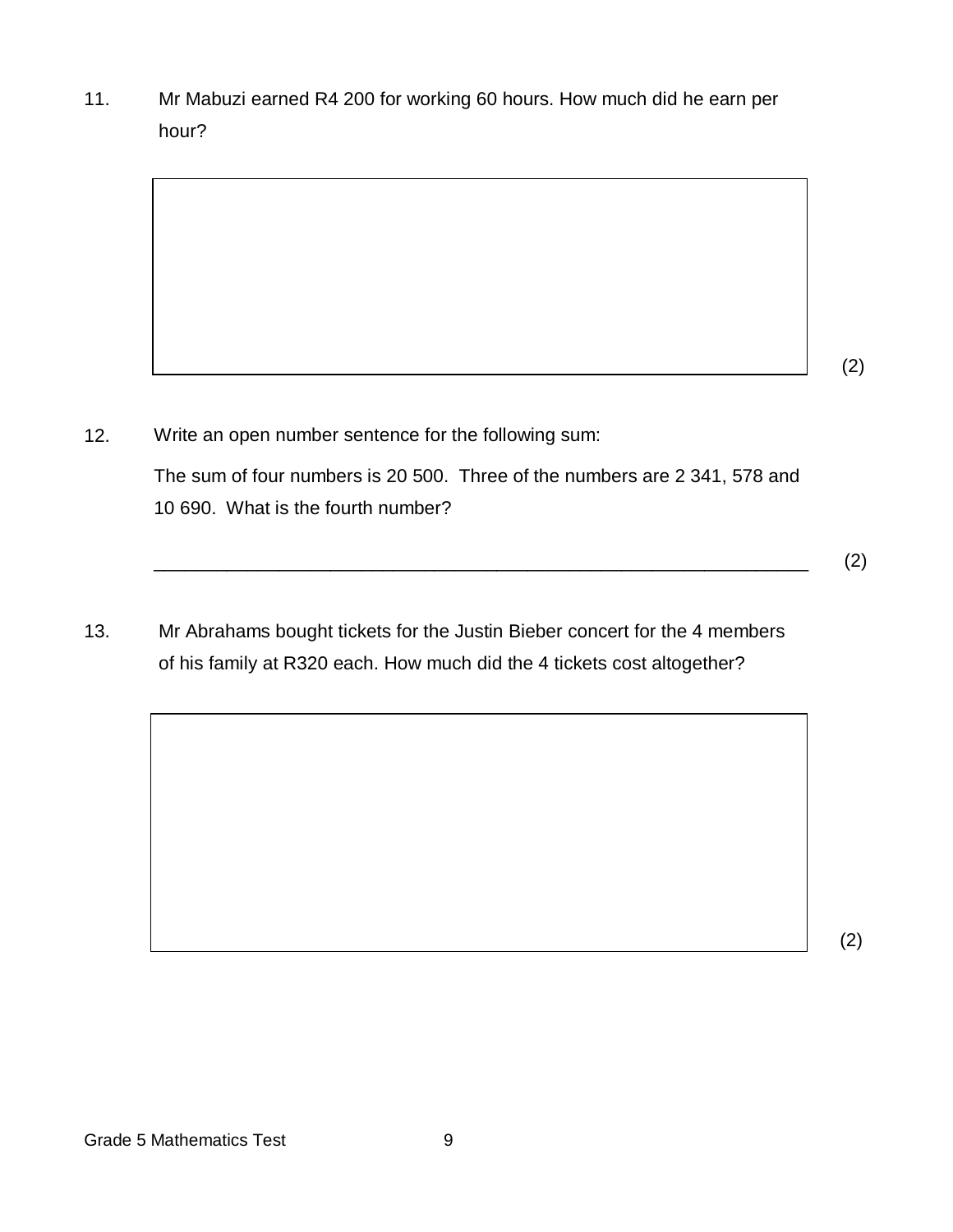11. Mr Mabuzi earned R4 200 for working 60 hours. How much did he earn per hour?

(2)

12. Write an open number sentence for the following sum:

    The sum of four numbers is 20 500. Three of the numbers are 2 341, 578 and 10 690. What is the fourth number?

    _______________________________________________________________ (2)

13. Mr Abrahams bought tickets for the Justin Bieber concert for the 4 members of his family at R320 each. How much did the 4 tickets cost altogether?

(2)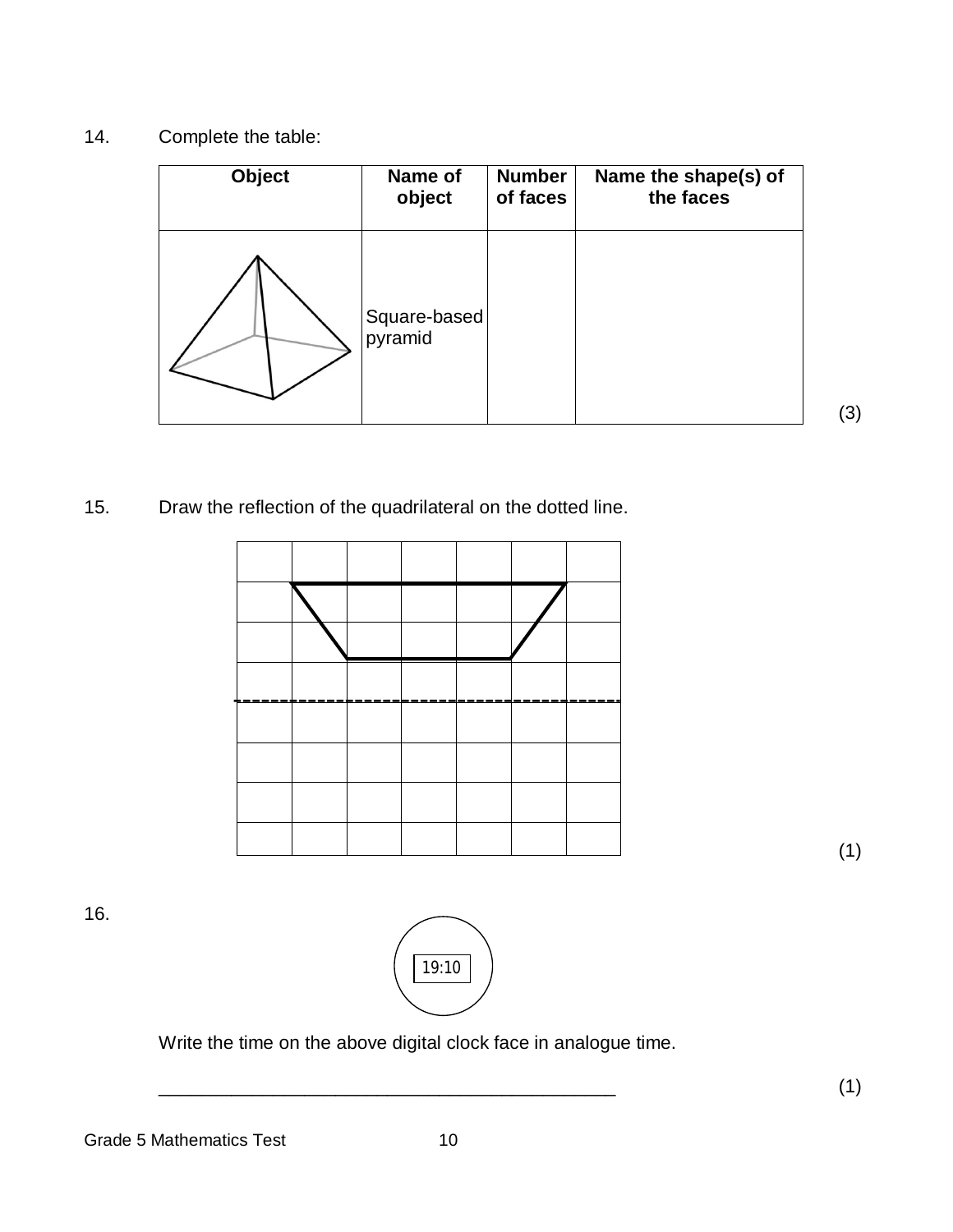14. Complete the table:

| Object | Name of object | Number of faces | Name the shape(s) of the faces |
| --- | --- | --- | --- |
| | Square-based pyramid | | |

(3)

15. Draw the reflection of the quadrilateral on the dotted line.

(1)

16.

19:10

Write the time on the above digital clock face in analogue time.

_____________________________________________ (1)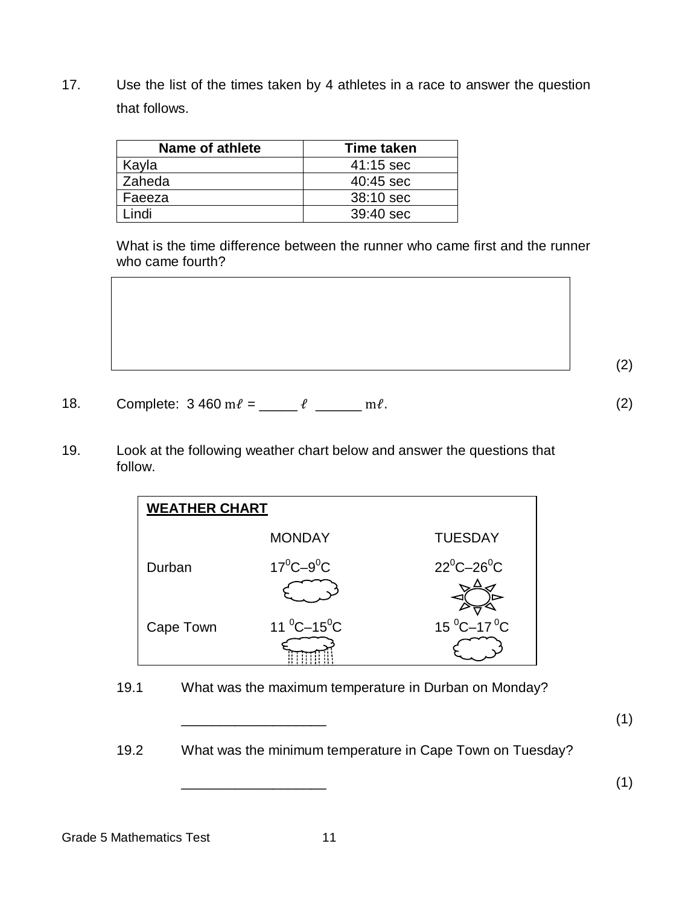17. Use the list of the times taken by 4 athletes in a race to answer the question that follows.

| Name of athlete | Time taken |
|---|---|
| Kayla | 41:15 sec |
| Zaheda | 40:45 sec |
| Faeeza | 38:10 sec |
| Lindi | 39:40 sec |

What is the time difference between the runner who came first and the runner who came fourth?

(2)

18. Complete: 3 460 mℓ = _____ ℓ ______ mℓ. (2)

19. Look at the following weather chart below and answer the questions that follow.

| WEATHER CHART | MONDAY | TUESDAY |
|---|---|---|
| Durban | $17^0C–9^0C$ | $22^0C–26^0C$ |
| Cape Town | $11\ ^0C–15^0C$ | $15\ ^0C–17\ ^0C$ |

19.1 What was the maximum temperature in Durban on Monday?

___________________ (1)

19.2 What was the minimum temperature in Cape Town on Tuesday?

___________________ (1)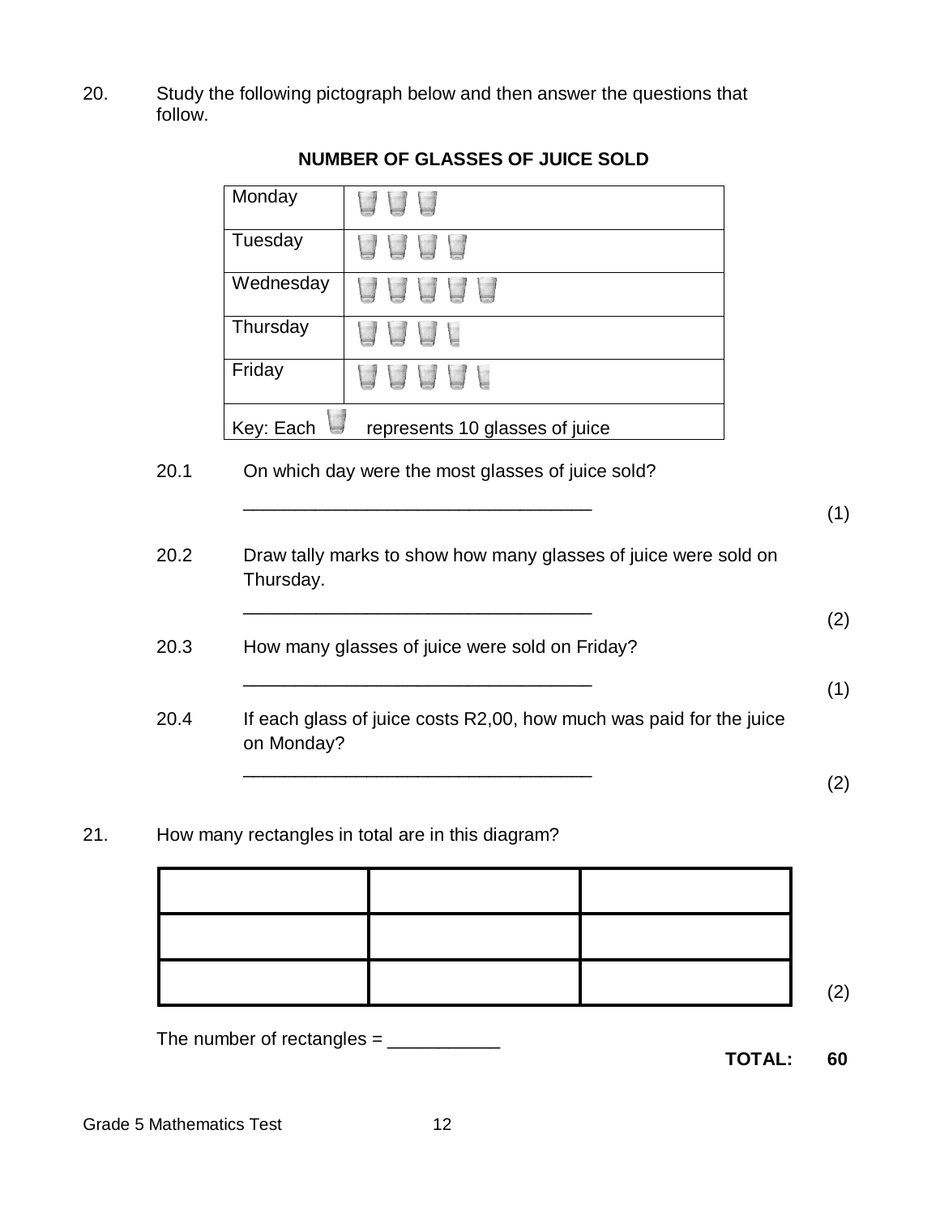20. Study the following pictograph below and then answer the questions that follow.

**NUMBER OF GLASSES OF JUICE SOLD**

Monday

Tuesday

Wednesday

Thursday

Friday

Key: Each represents 10 glasses of juice

20.1 On which day were the most glasses of juice sold?

___________________________________ (1)

20.2 Draw tally marks to show how many glasses of juice were sold on Thursday.

___________________________________ (2)

20.3 How many glasses of juice were sold on Friday?

___________________________________ (1)

20.4 If each glass of juice costs R2,00, how much was paid for the juice on Monday?

___________________________________ (2)

21. How many rectangles in total are in this diagram?

(2)

The number of rectangles = ___________

**TOTAL: 60**